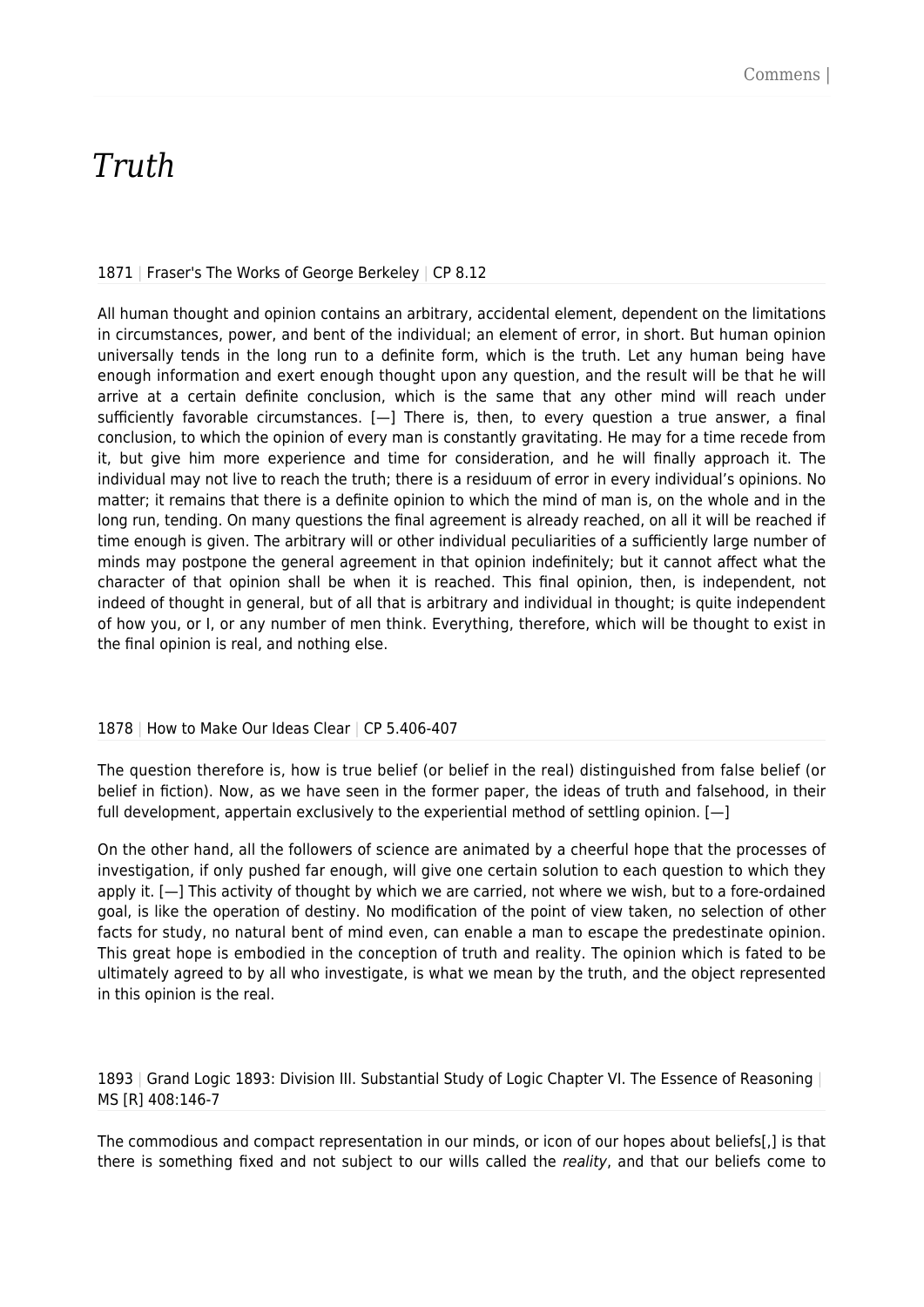# *Truth*

1871 | Fraser's The Works of George Berkeley | CP 8.12

All human thought and opinion contains an arbitrary, accidental element, dependent on the limitations in circumstances, power, and bent of the individual; an element of error, in short. But human opinion universally tends in the long run to a definite form, which is the truth. Let any human being have enough information and exert enough thought upon any question, and the result will be that he will arrive at a certain definite conclusion, which is the same that any other mind will reach under sufficiently favorable circumstances. [—] There is, then, to every question a true answer, a final conclusion, to which the opinion of every man is constantly gravitating. He may for a time recede from it, but give him more experience and time for consideration, and he will finally approach it. The individual may not live to reach the truth; there is a residuum of error in every individual's opinions. No matter; it remains that there is a definite opinion to which the mind of man is, on the whole and in the long run, tending. On many questions the final agreement is already reached, on all it will be reached if time enough is given. The arbitrary will or other individual peculiarities of a sufficiently large number of minds may postpone the general agreement in that opinion indefinitely; but it cannot affect what the character of that opinion shall be when it is reached. This final opinion, then, is independent, not indeed of thought in general, but of all that is arbitrary and individual in thought; is quite independent of how you, or I, or any number of men think. Everything, therefore, which will be thought to exist in the final opinion is real, and nothing else.

1878 | How to Make Our Ideas Clear | CP 5.406-407

The question therefore is, how is true belief (or belief in the real) distinguished from false belief (or belief in fiction). Now, as we have seen in the former paper, the ideas of truth and falsehood, in their full development, appertain exclusively to the experiential method of settling opinion. [—]

On the other hand, all the followers of science are animated by a cheerful hope that the processes of investigation, if only pushed far enough, will give one certain solution to each question to which they apply it. [—] This activity of thought by which we are carried, not where we wish, but to a fore-ordained goal, is like the operation of destiny. No modification of the point of view taken, no selection of other facts for study, no natural bent of mind even, can enable a man to escape the predestinate opinion. This great hope is embodied in the conception of truth and reality. The opinion which is fated to be ultimately agreed to by all who investigate, is what we mean by the truth, and the object represented in this opinion is the real.

1893 | Grand Logic 1893: Division III. Substantial Study of Logic Chapter VI. The Essence of Reasoning | MS [R] 408:146-7

The commodious and compact representation in our minds, or icon of our hopes about beliefs[,] is that there is something fixed and not subject to our wills called the *reality*, and that our beliefs come to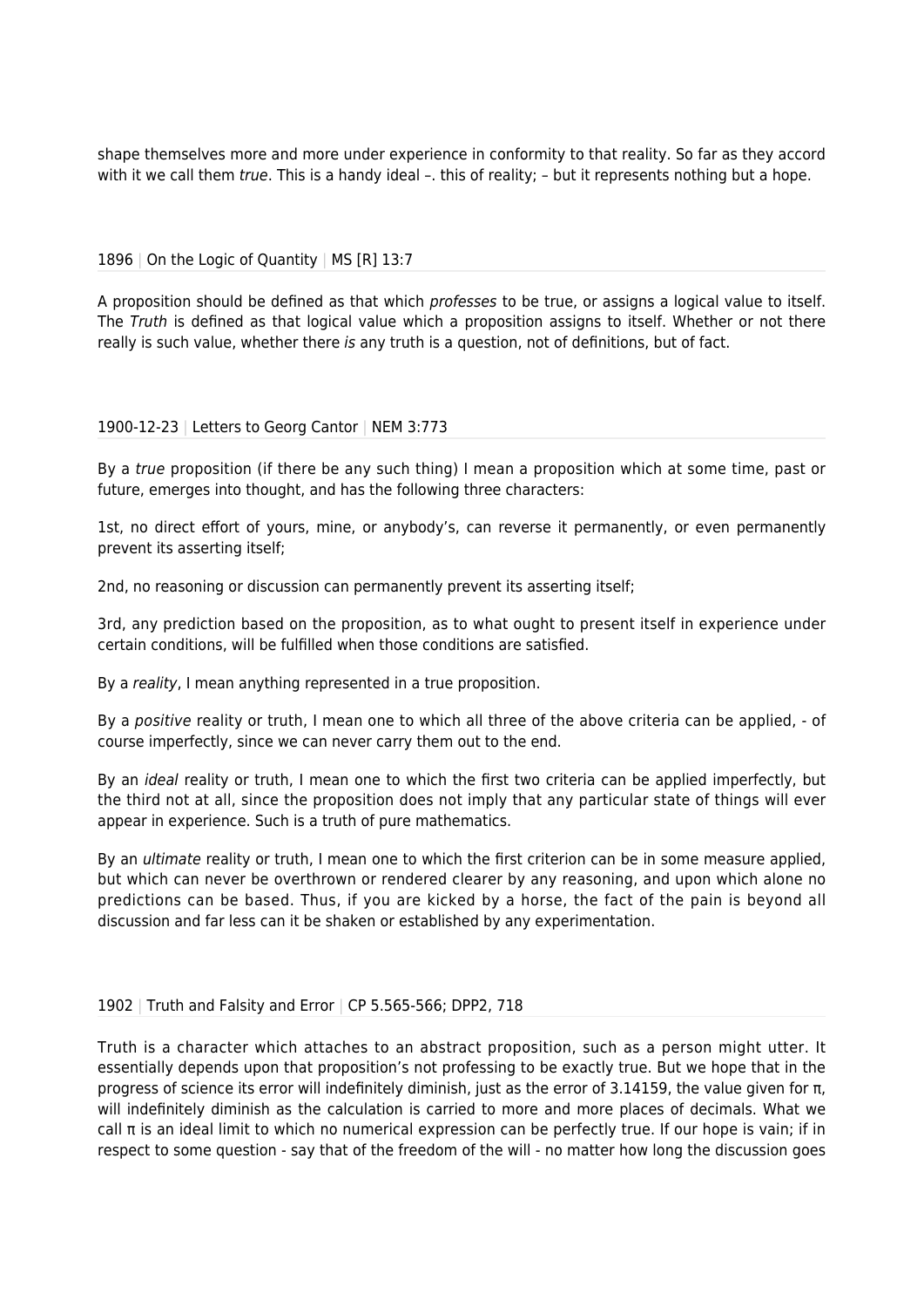shape themselves more and more under experience in conformity to that reality. So far as they accord with it we call them *true*. This is a handy ideal –. this of reality; – but it represents nothing but a hope.

1896 | On the Logic of Quantity | MS [R] 13:7

A proposition should be defined as that which *professes* to be true, or assigns a logical value to itself. The *Truth* is defined as that logical value which a proposition assigns to itself. Whether or not there really is such value, whether there *is* any truth is a question, not of definitions, but of fact.

1900-12-23 | Letters to Georg Cantor | NEM 3:773

By a *true* proposition (if there be any such thing) I mean a proposition which at some time, past or future, emerges into thought, and has the following three characters:

1st, no direct effort of yours, mine, or anybody's, can reverse it permanently, or even permanently prevent its asserting itself;

2nd, no reasoning or discussion can permanently prevent its asserting itself;

3rd, any prediction based on the proposition, as to what ought to present itself in experience under certain conditions, will be fulfilled when those conditions are satisfied.

By a *reality*, I mean anything represented in a true proposition.

By a *positive* reality or truth, I mean one to which all three of the above criteria can be applied, - of course imperfectly, since we can never carry them out to the end.

By an *ideal* reality or truth, I mean one to which the first two criteria can be applied imperfectly, but the third not at all, since the proposition does not imply that any particular state of things will ever appear in experience. Such is a truth of pure mathematics.

By an *ultimate* reality or truth, I mean one to which the first criterion can be in some measure applied, but which can never be overthrown or rendered clearer by any reasoning, and upon which alone no predictions can be based. Thus, if you are kicked by a horse, the fact of the pain is beyond all discussion and far less can it be shaken or established by any experimentation.

1902 | Truth and Falsity and Error | CP 5.565-566; DPP2, 718

Truth is a character which attaches to an abstract proposition, such as a person might utter. It essentially depends upon that proposition's not professing to be exactly true. But we hope that in the progress of science its error will indefinitely diminish, just as the error of 3.14159, the value given for π, will indefinitely diminish as the calculation is carried to more and more places of decimals. What we call π is an ideal limit to which no numerical expression can be perfectly true. If our hope is vain; if in respect to some question - say that of the freedom of the will - no matter how long the discussion goes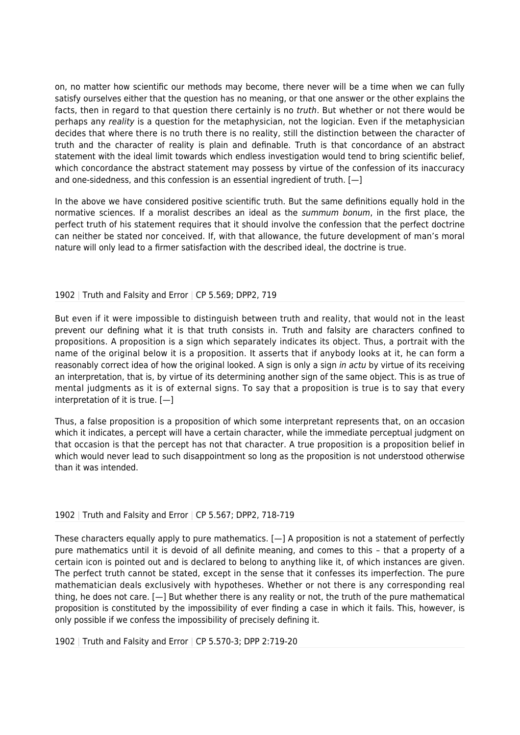on, no matter how scientific our methods may become, there never will be a time when we can fully satisfy ourselves either that the question has no meaning, or that one answer or the other explains the facts, then in regard to that question there certainly is no *truth*. But whether or not there would be perhaps any *reality* is a question for the metaphysician, not the logician. Even if the metaphysician decides that where there is no truth there is no reality, still the distinction between the character of truth and the character of reality is plain and definable. Truth is that concordance of an abstract statement with the ideal limit towards which endless investigation would tend to bring scientific belief, which concordance the abstract statement may possess by virtue of the confession of its inaccuracy and one-sidedness, and this confession is an essential ingredient of truth. [—]

In the above we have considered positive scientific truth. But the same definitions equally hold in the normative sciences. If a moralist describes an ideal as the *summum bonum*, in the first place, the perfect truth of his statement requires that it should involve the confession that the perfect doctrine can neither be stated nor conceived. If, with that allowance, the future development of man's moral nature will only lead to a firmer satisfaction with the described ideal, the doctrine is true.

1902 | Truth and Falsity and Error | CP 5.569; DPP2, 719

But even if it were impossible to distinguish between truth and reality, that would not in the least prevent our defining what it is that truth consists in. Truth and falsity are characters confined to propositions. A proposition is a sign which separately indicates its object. Thus, a portrait with the name of the original below it is a proposition. It asserts that if anybody looks at it, he can form a reasonably correct idea of how the original looked. A sign is only a sign *in actu* by virtue of its receiving an interpretation, that is, by virtue of its determining another sign of the same object. This is as true of mental judgments as it is of external signs. To say that a proposition is true is to say that every interpretation of it is true. [—]

Thus, a false proposition is a proposition of which some interpretant represents that, on an occasion which it indicates, a percept will have a certain character, while the immediate perceptual judgment on that occasion is that the percept has not that character. A true proposition is a proposition belief in which would never lead to such disappointment so long as the proposition is not understood otherwise than it was intended.

1902 | Truth and Falsity and Error | CP 5.567; DPP2, 718-719

These characters equally apply to pure mathematics. [—] A proposition is not a statement of perfectly pure mathematics until it is devoid of all definite meaning, and comes to this – that a property of a certain icon is pointed out and is declared to belong to anything like it, of which instances are given. The perfect truth cannot be stated, except in the sense that it confesses its imperfection. The pure mathematician deals exclusively with hypotheses. Whether or not there is any corresponding real thing, he does not care. [—] But whether there is any reality or not, the truth of the pure mathematical proposition is constituted by the impossibility of ever finding a case in which it fails. This, however, is only possible if we confess the impossibility of precisely defining it.

1902 | Truth and Falsity and Error | CP 5.570-3; DPP 2:719-20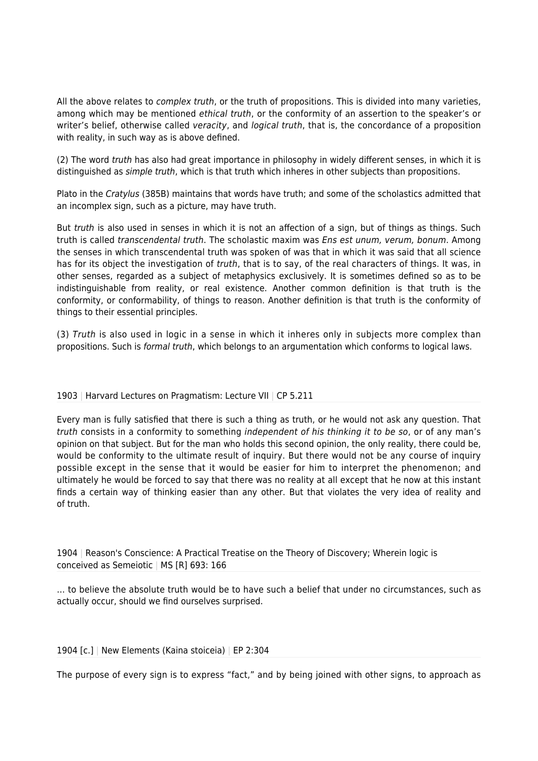All the above relates to *complex truth*, or the truth of propositions. This is divided into many varieties, among which may be mentioned *ethical truth*, or the conformity of an assertion to the speaker's or writer's belief, otherwise called *veracity*, and *logical truth*, that is, the concordance of a proposition with reality, in such way as is above defined.

(2) The word *truth* has also had great importance in philosophy in widely different senses, in which it is distinguished as *simple truth*, which is that truth which inheres in other subjects than propositions.

Plato in the *Cratylus* (385B) maintains that words have truth; and some of the scholastics admitted that an incomplex sign, such as a picture, may have truth.

But *truth* is also used in senses in which it is not an affection of a sign, but of things as things. Such truth is called *transcendental truth*. The scholastic maxim was *Ens est unum, verum, bonum*. Among the senses in which transcendental truth was spoken of was that in which it was said that all science has for its object the investigation of *truth*, that is to say, of the real characters of things. It was, in other senses, regarded as a subject of metaphysics exclusively. It is sometimes defined so as to be indistinguishable from reality, or real existence. Another common definition is that truth is the conformity, or conformability, of things to reason. Another definition is that truth is the conformity of things to their essential principles.

(3) *Truth* is also used in logic in a sense in which it inheres only in subjects more complex than propositions. Such is *formal truth*, which belongs to an argumentation which conforms to logical laws.

1903 | Harvard Lectures on Pragmatism: Lecture VII | CP 5.211

Every man is fully satisfied that there is such a thing as truth, or he would not ask any question. That *truth* consists in a conformity to something *independent of his thinking it to be so*, or of any man's opinion on that subject. But for the man who holds this second opinion, the only reality, there could be, would be conformity to the ultimate result of inquiry. But there would not be any course of inquiry possible except in the sense that it would be easier for him to interpret the phenomenon; and ultimately he would be forced to say that there was no reality at all except that he now at this instant finds a certain way of thinking easier than any other. But that violates the very idea of reality and of truth.

1904 | Reason's Conscience: A Practical Treatise on the Theory of Discovery; Wherein logic is conceived as Semeiotic | MS [R] 693: 166

… to believe the absolute truth would be to have such a belief that under no circumstances, such as actually occur, should we find ourselves surprised.

1904 [c.] | New Elements (Kaina stoiceia) | EP 2:304

The purpose of every sign is to express "fact," and by being joined with other signs, to approach as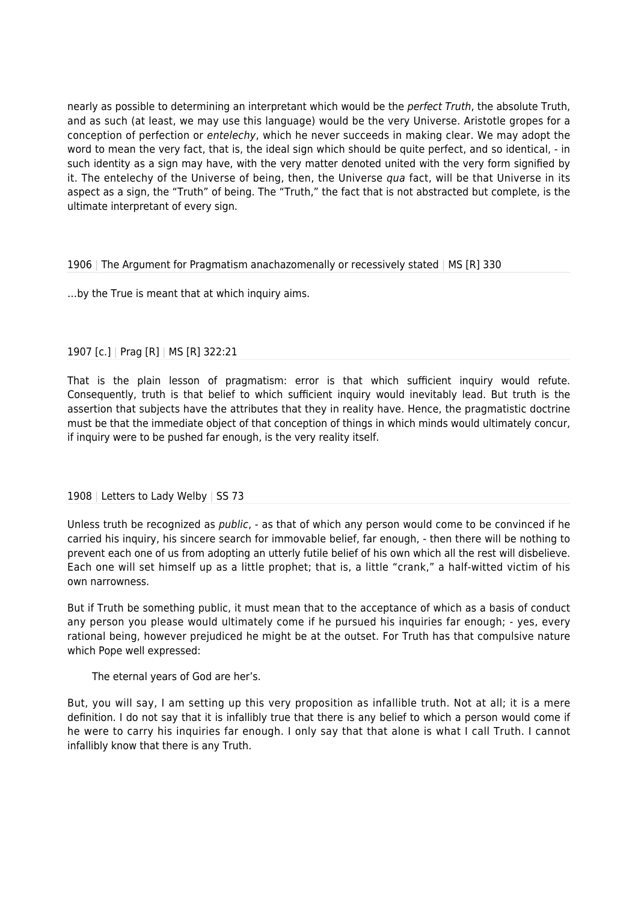nearly as possible to determining an interpretant which would be the *perfect Truth*, the absolute Truth, and as such (at least, we may use this language) would be the very Universe. Aristotle gropes for a conception of perfection or *entelechy*, which he never succeeds in making clear. We may adopt the word to mean the very fact, that is, the ideal sign which should be quite perfect, and so identical, - in such identity as a sign may have, with the very matter denoted united with the very form signified by it. The entelechy of the Universe of being, then, the Universe *qua* fact, will be that Universe in its aspect as a sign, the "Truth" of being. The "Truth," the fact that is not abstracted but complete, is the ultimate interpretant of every sign.

1906 | The Argument for Pragmatism anachazomenally or recessively stated | MS [R] 330

…by the True is meant that at which inquiry aims.

1907 [c.] | Prag [R] | MS [R] 322:21

That is the plain lesson of pragmatism: error is that which sufficient inquiry would refute. Consequently, truth is that belief to which sufficient inquiry would inevitably lead. But truth is the assertion that subjects have the attributes that they in reality have. Hence, the pragmatistic doctrine must be that the immediate object of that conception of things in which minds would ultimately concur, if inquiry were to be pushed far enough, is the very reality itself.

1908 | Letters to Lady Welby | SS 73

Unless truth be recognized as *public*, - as that of which any person would come to be convinced if he carried his inquiry, his sincere search for immovable belief, far enough, - then there will be nothing to prevent each one of us from adopting an utterly futile belief of his own which all the rest will disbelieve. Each one will set himself up as a little prophet; that is, a little "crank," a half-witted victim of his own narrowness.

But if Truth be something public, it must mean that to the acceptance of which as a basis of conduct any person you please would ultimately come if he pursued his inquiries far enough; - yes, every rational being, however prejudiced he might be at the outset. For Truth has that compulsive nature which Pope well expressed:

> The eternal years of God are her's.

But, you will say, I am setting up this very proposition as infallible truth. Not at all; it is a mere definition. I do not say that it is infallibly true that there is any belief to which a person would come if he were to carry his inquiries far enough. I only say that that alone is what I call Truth. I cannot infallibly know that there is any Truth.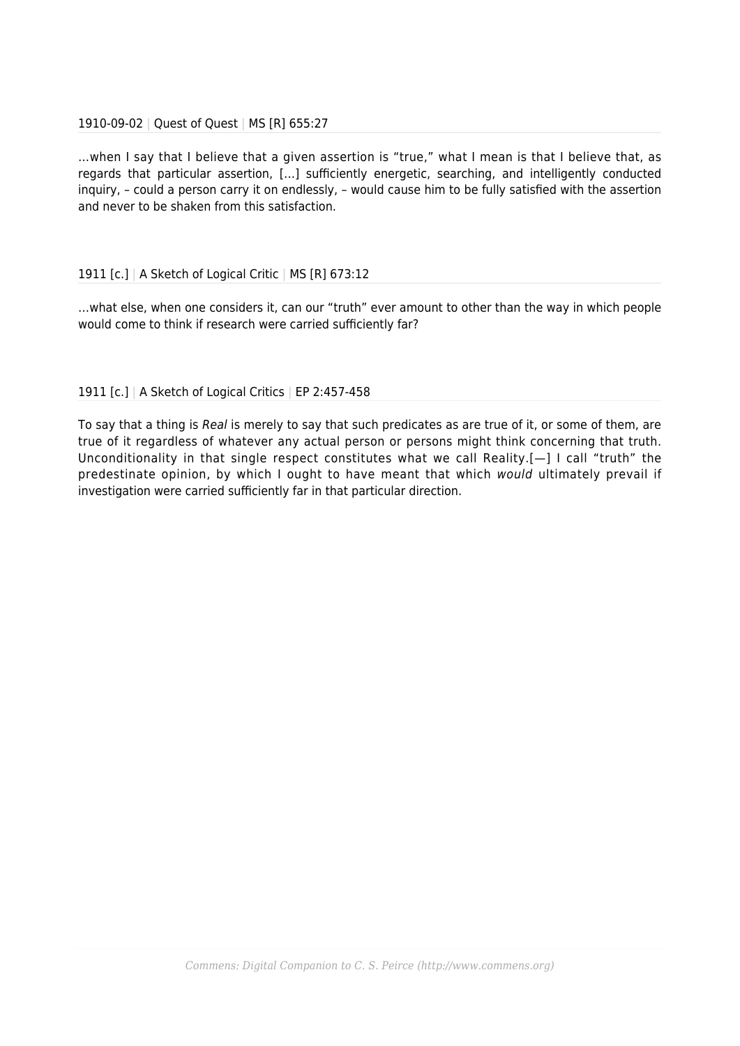1910-09-02 | Quest of Quest | MS [R] 655:27

…when I say that I believe that a given assertion is "true," what I mean is that I believe that, as regards that particular assertion, […] sufficiently energetic, searching, and intelligently conducted inquiry, – could a person carry it on endlessly, – would cause him to be fully satisfied with the assertion and never to be shaken from this satisfaction.

1911 [c.] | A Sketch of Logical Critic | MS [R] 673:12

…what else, when one considers it, can our "truth" ever amount to other than the way in which people would come to think if research were carried sufficiently far?

1911 [c.] | A Sketch of Logical Critics | EP 2:457-458

To say that a thing is *Real* is merely to say that such predicates as are true of it, or some of them, are true of it regardless of whatever any actual person or persons might think concerning that truth. Unconditionality in that single respect constitutes what we call Reality.[—] I call "truth" the predestinate opinion, by which I ought to have meant that which *would* ultimately prevail if investigation were carried sufficiently far in that particular direction.